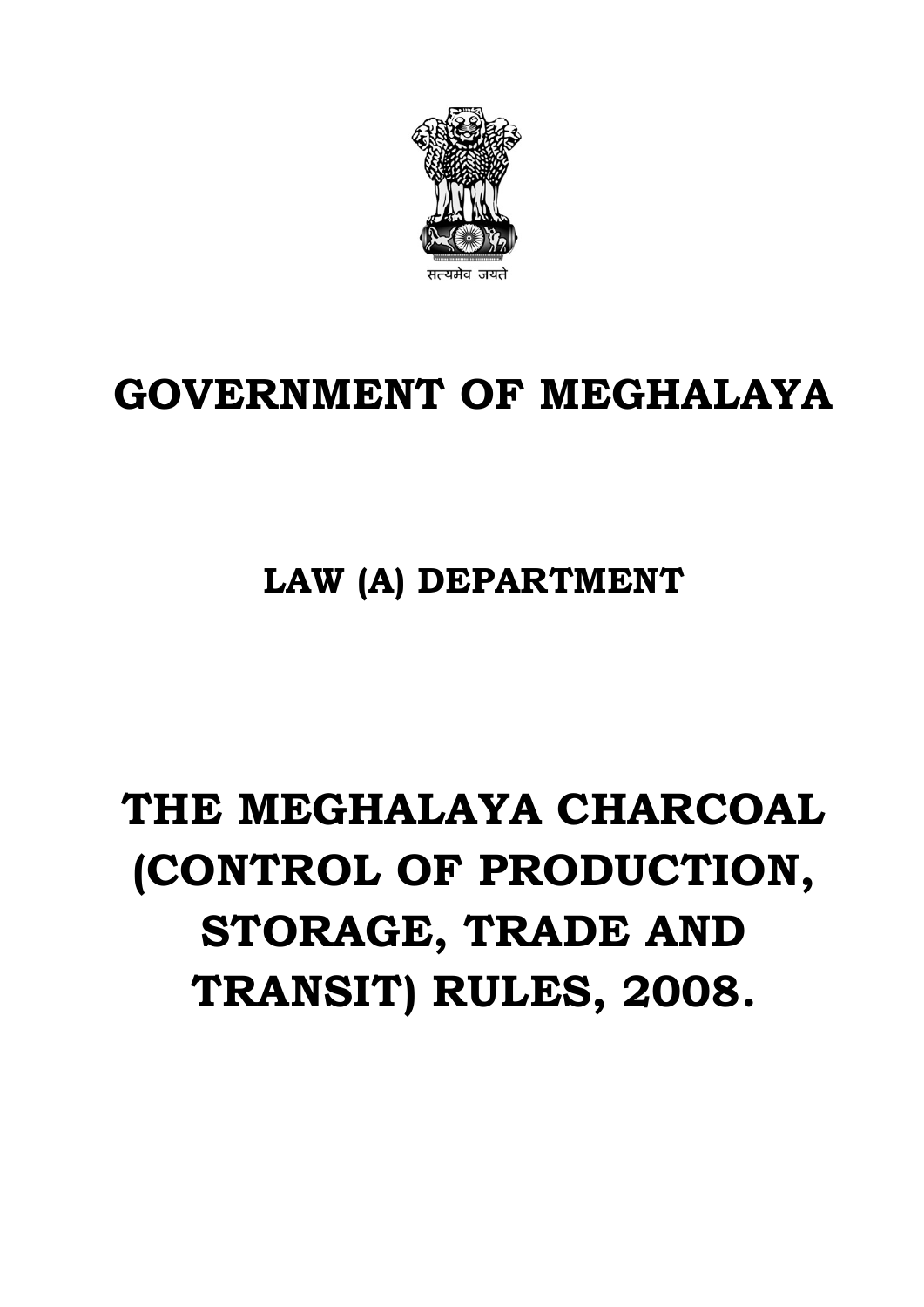सत्यमेव जयते

# GOVERNMENT OF MEGHALAYA

## LAW (A) DEPARTMENT

# THE MEGHALAYA CHARCOAL (CONTROL OF PRODUCTION, STORAGE, TRADE AND TRANSIT) RULES, 2008.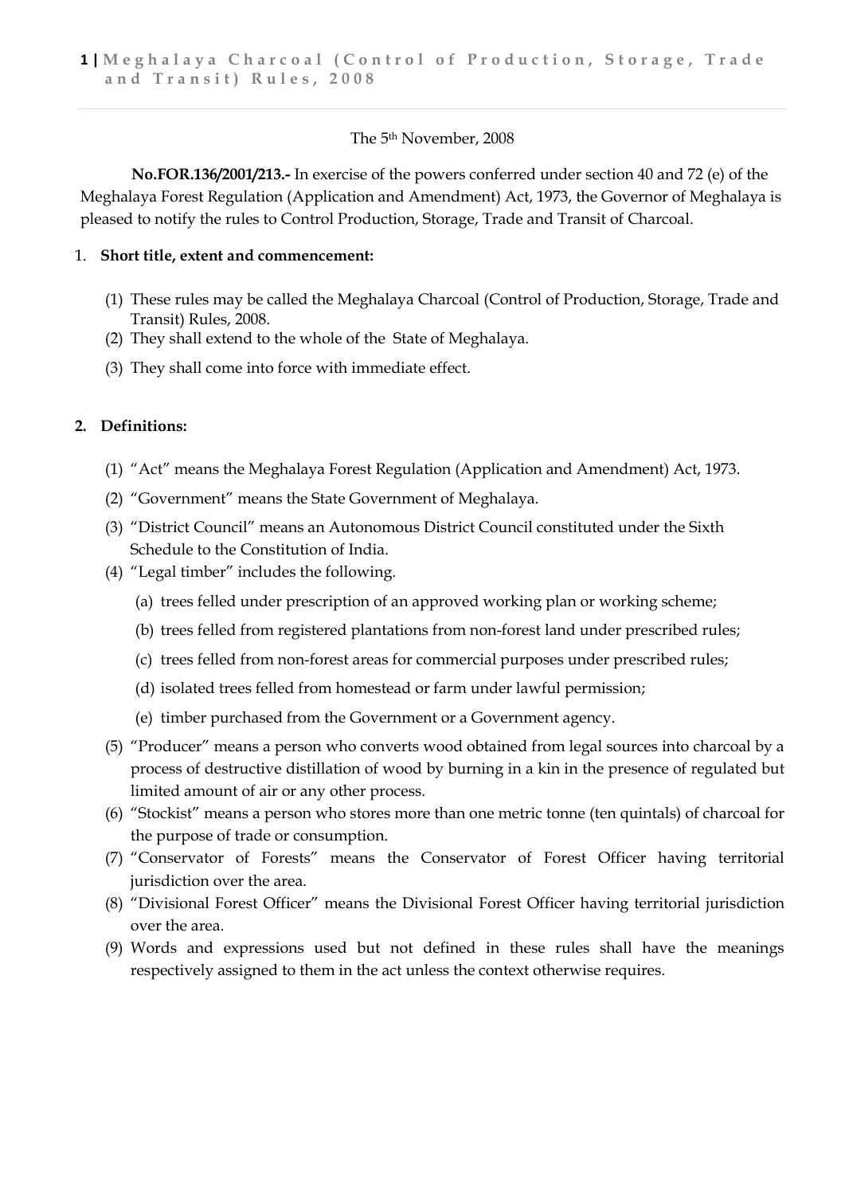The 5th November, 2008

**No.FOR.136/2001/213.-** In exercise of the powers conferred under section 40 and 72 (e) of the Meghalaya Forest Regulation (Application and Amendment) Act, 1973, the Governor of Meghalaya is pleased to notify the rules to Control Production, Storage, Trade and Transit of Charcoal.

1. **Short title, extent and commencement:**

   (1) These rules may be called the Meghalaya Charcoal (Control of Production, Storage, Trade and Transit) Rules, 2008.
   
   (2) They shall extend to the whole of the State of Meghalaya.
   
   (3) They shall come into force with immediate effect.

2. **Definitions:**

   (1) "Act" means the Meghalaya Forest Regulation (Application and Amendment) Act, 1973.
   
   (2) "Government" means the State Government of Meghalaya.
   
   (3) "District Council" means an Autonomous District Council constituted under the Sixth Schedule to the Constitution of India.
   
   (4) "Legal timber" includes the following.
   
   (a) trees felled under prescription of an approved working plan or working scheme;
   
   (b) trees felled from registered plantations from non-forest land under prescribed rules;
   
   (c) trees felled from non-forest areas for commercial purposes under prescribed rules;
   
   (d) isolated trees felled from homestead or farm under lawful permission;
   
   (e) timber purchased from the Government or a Government agency.
   
   (5) "Producer" means a person who converts wood obtained from legal sources into charcoal by a process of destructive distillation of wood by burning in a kin in the presence of regulated but limited amount of air or any other process.
   
   (6) "Stockist" means a person who stores more than one metric tonne (ten quintals) of charcoal for the purpose of trade or consumption.
   
   (7) "Conservator of Forests" means the Conservator of Forest Officer having territorial jurisdiction over the area.
   
   (8) "Divisional Forest Officer" means the Divisional Forest Officer having territorial jurisdiction over the area.
   
   (9) Words and expressions used but not defined in these rules shall have the meanings respectively assigned to them in the act unless the context otherwise requires.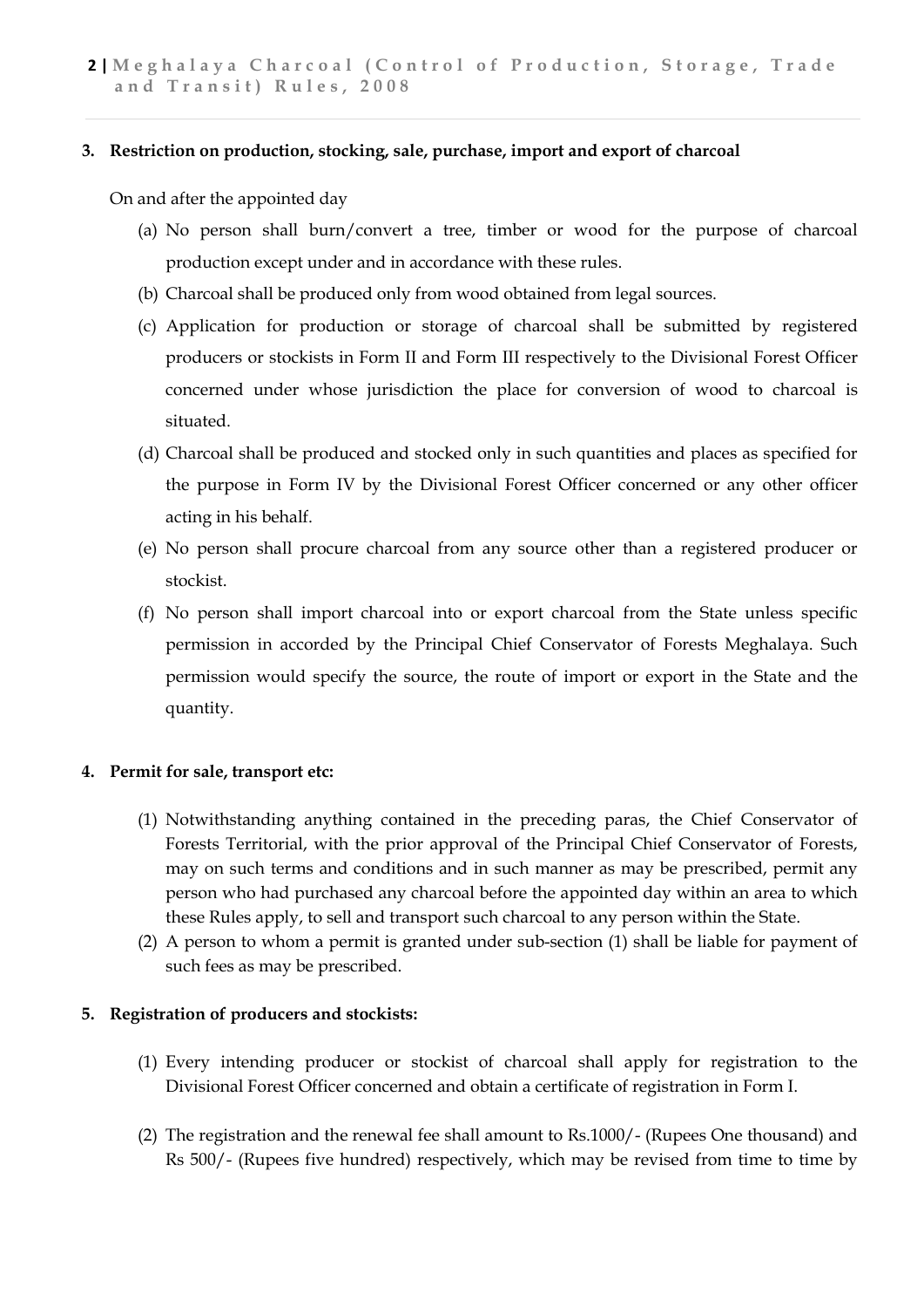### 3. Restriction on production, stocking, sale, purchase, import and export of charcoal

On and after the appointed day

(a) No person shall burn/convert a tree, timber or wood for the purpose of charcoal production except under and in accordance with these rules.

(b) Charcoal shall be produced only from wood obtained from legal sources.

(c) Application for production or storage of charcoal shall be submitted by registered producers or stockists in Form II and Form III respectively to the Divisional Forest Officer concerned under whose jurisdiction the place for conversion of wood to charcoal is situated.

(d) Charcoal shall be produced and stocked only in such quantities and places as specified for the purpose in Form IV by the Divisional Forest Officer concerned or any other officer acting in his behalf.

(e) No person shall procure charcoal from any source other than a registered producer or stockist.

(f) No person shall import charcoal into or export charcoal from the State unless specific permission in accorded by the Principal Chief Conservator of Forests Meghalaya. Such permission would specify the source, the route of import or export in the State and the quantity.

### 4. Permit for sale, transport etc:

(1) Notwithstanding anything contained in the preceding paras, the Chief Conservator of Forests Territorial, with the prior approval of the Principal Chief Conservator of Forests, may on such terms and conditions and in such manner as may be prescribed, permit any person who had purchased any charcoal before the appointed day within an area to which these Rules apply, to sell and transport such charcoal to any person within the State.

(2) A person to whom a permit is granted under sub-section (1) shall be liable for payment of such fees as may be prescribed.

### 5. Registration of producers and stockists:

(1) Every intending producer or stockist of charcoal shall apply for registration to the Divisional Forest Officer concerned and obtain a certificate of registration in Form I.

(2) The registration and the renewal fee shall amount to Rs.1000/- (Rupees One thousand) and Rs 500/- (Rupees five hundred) respectively, which may be revised from time to time by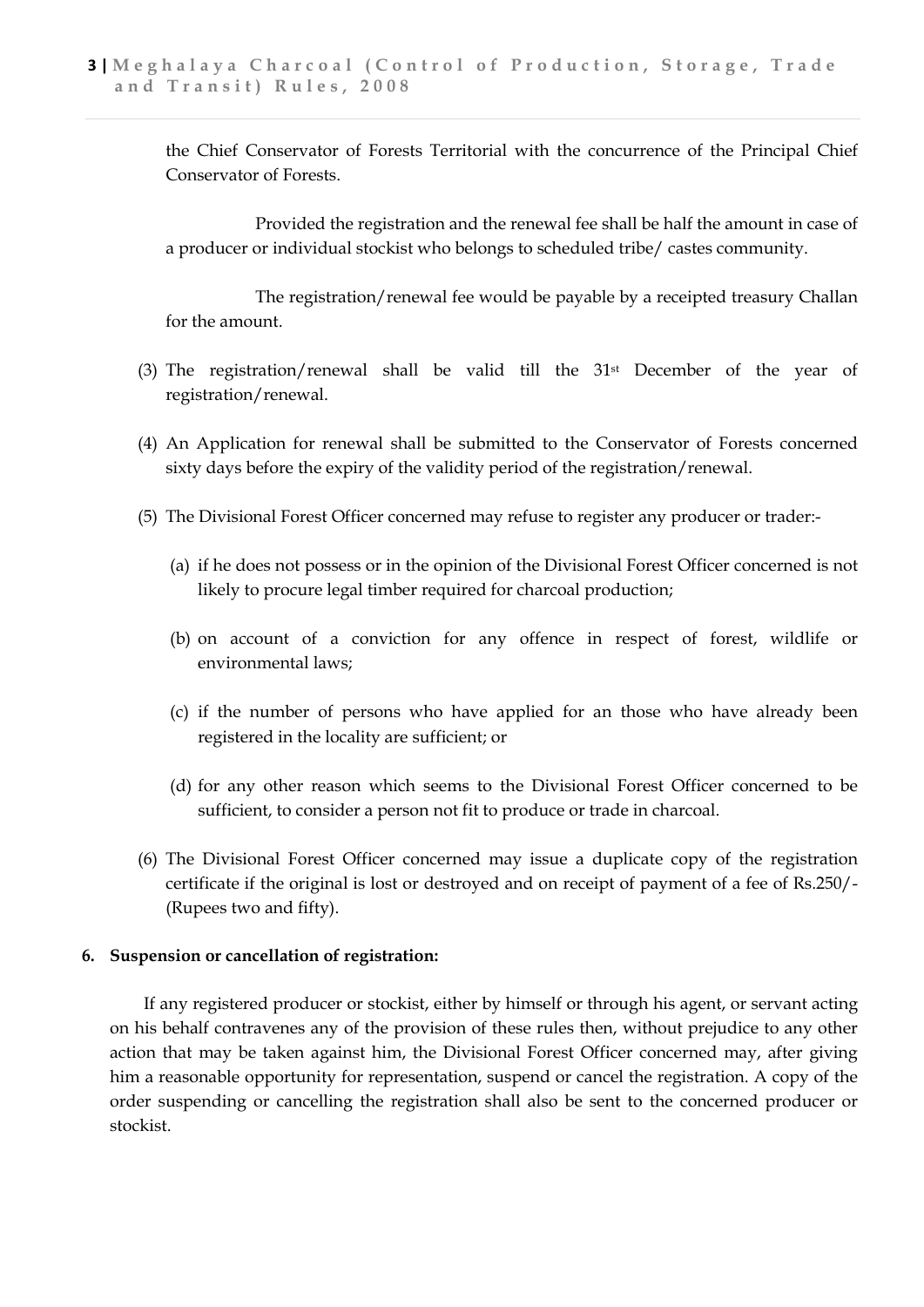the Chief Conservator of Forests Territorial with the concurrence of the Principal Chief Conservator of Forests.

Provided the registration and the renewal fee shall be half the amount in case of a producer or individual stockist who belongs to scheduled tribe/ castes community.

The registration/renewal fee would be payable by a receipted treasury Challan for the amount.

(3) The registration/renewal shall be valid till the 31st December of the year of registration/renewal.

(4) An Application for renewal shall be submitted to the Conservator of Forests concerned sixty days before the expiry of the validity period of the registration/renewal.

(5) The Divisional Forest Officer concerned may refuse to register any producer or trader:-

(a) if he does not possess or in the opinion of the Divisional Forest Officer concerned is not likely to procure legal timber required for charcoal production;

(b) on account of a conviction for any offence in respect of forest, wildlife or environmental laws;

(c) if the number of persons who have applied for an those who have already been registered in the locality are sufficient; or

(d) for any other reason which seems to the Divisional Forest Officer concerned to be sufficient, to consider a person not fit to produce or trade in charcoal.

(6) The Divisional Forest Officer concerned may issue a duplicate copy of the registration certificate if the original is lost or destroyed and on receipt of payment of a fee of Rs.250/- (Rupees two and fifty).

**6. Suspension or cancellation of registration:**

If any registered producer or stockist, either by himself or through his agent, or servant acting on his behalf contravenes any of the provision of these rules then, without prejudice to any other action that may be taken against him, the Divisional Forest Officer concerned may, after giving him a reasonable opportunity for representation, suspend or cancel the registration. A copy of the order suspending or cancelling the registration shall also be sent to the concerned producer or stockist.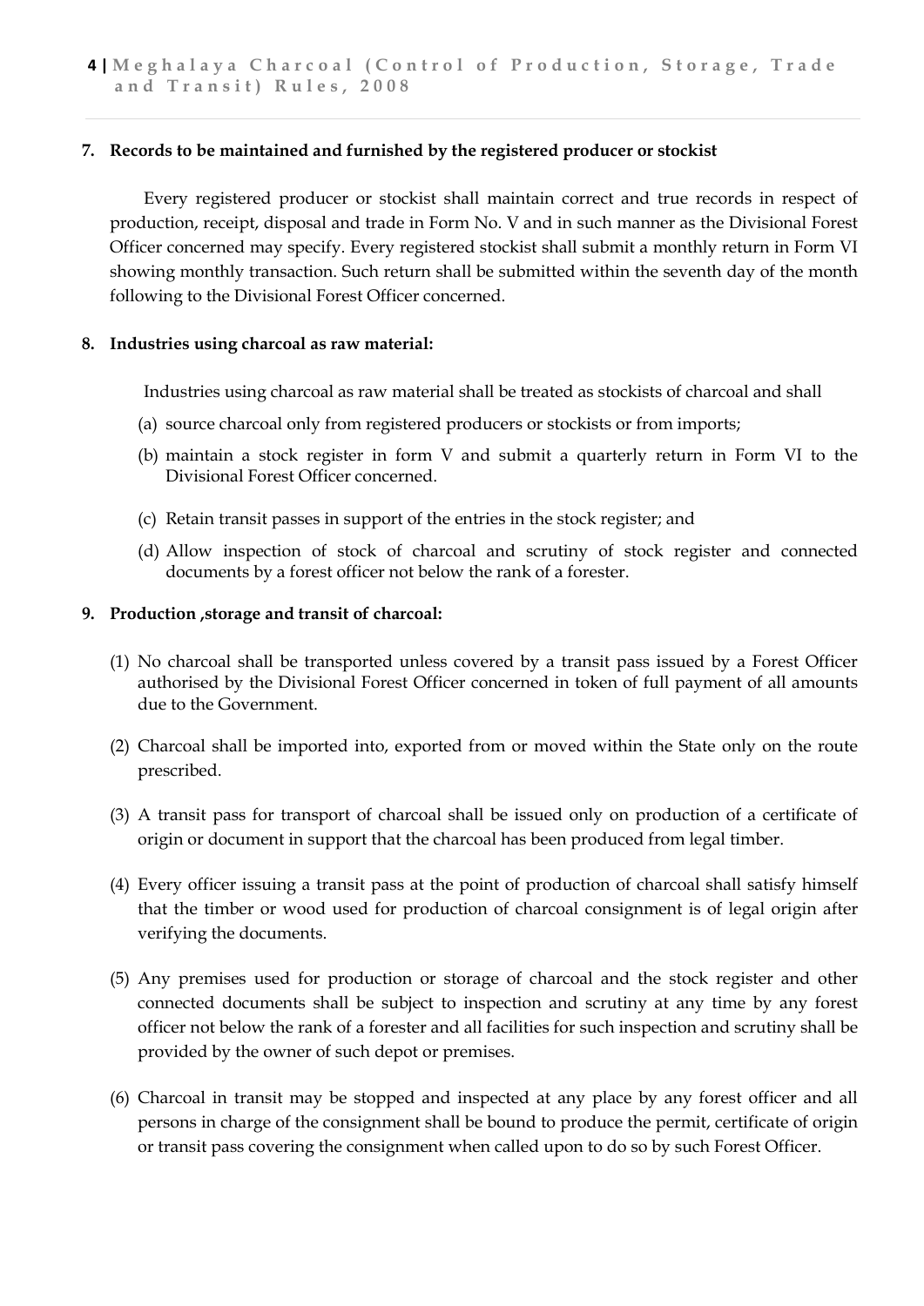**7. Records to be maintained and furnished by the registered producer or stockist**

Every registered producer or stockist shall maintain correct and true records in respect of production, receipt, disposal and trade in Form No. V and in such manner as the Divisional Forest Officer concerned may specify. Every registered stockist shall submit a monthly return in Form VI showing monthly transaction. Such return shall be submitted within the seventh day of the month following to the Divisional Forest Officer concerned.

**8. Industries using charcoal as raw material:**

Industries using charcoal as raw material shall be treated as stockists of charcoal and shall

(a) source charcoal only from registered producers or stockists or from imports;

(b) maintain a stock register in form V and submit a quarterly return in Form VI to the Divisional Forest Officer concerned.

(c) Retain transit passes in support of the entries in the stock register; and

(d) Allow inspection of stock of charcoal and scrutiny of stock register and connected documents by a forest officer not below the rank of a forester.

**9. Production ,storage and transit of charcoal:**

(1) No charcoal shall be transported unless covered by a transit pass issued by a Forest Officer authorised by the Divisional Forest Officer concerned in token of full payment of all amounts due to the Government.

(2) Charcoal shall be imported into, exported from or moved within the State only on the route prescribed.

(3) A transit pass for transport of charcoal shall be issued only on production of a certificate of origin or document in support that the charcoal has been produced from legal timber.

(4) Every officer issuing a transit pass at the point of production of charcoal shall satisfy himself that the timber or wood used for production of charcoal consignment is of legal origin after verifying the documents.

(5) Any premises used for production or storage of charcoal and the stock register and other connected documents shall be subject to inspection and scrutiny at any time by any forest officer not below the rank of a forester and all facilities for such inspection and scrutiny shall be provided by the owner of such depot or premises.

(6) Charcoal in transit may be stopped and inspected at any place by any forest officer and all persons in charge of the consignment shall be bound to produce the permit, certificate of origin or transit pass covering the consignment when called upon to do so by such Forest Officer.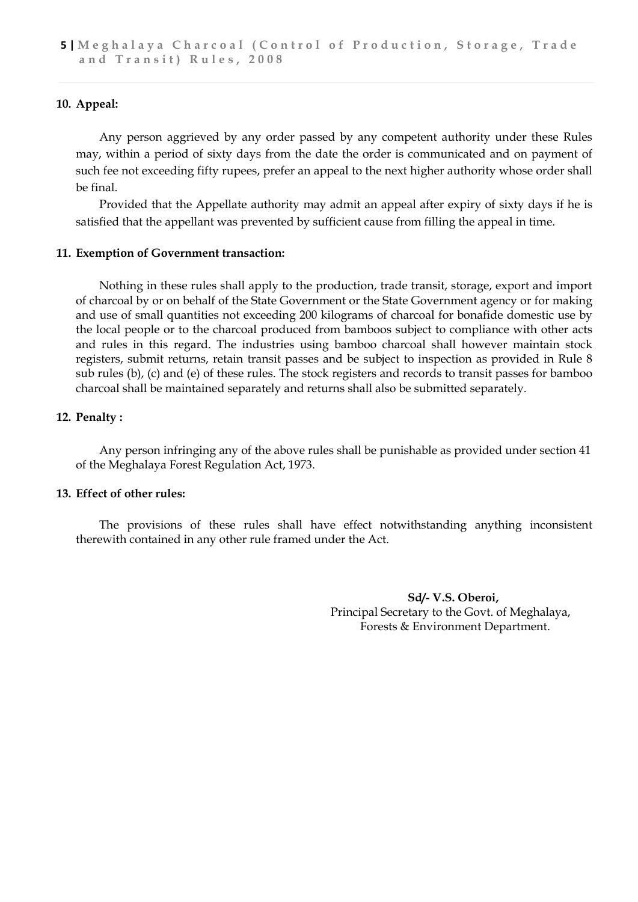**10. Appeal:**

Any person aggrieved by any order passed by any competent authority under these Rules may, within a period of sixty days from the date the order is communicated and on payment of such fee not exceeding fifty rupees, prefer an appeal to the next higher authority whose order shall be final.

Provided that the Appellate authority may admit an appeal after expiry of sixty days if he is satisfied that the appellant was prevented by sufficient cause from filling the appeal in time.

**11. Exemption of Government transaction:**

Nothing in these rules shall apply to the production, trade transit, storage, export and import of charcoal by or on behalf of the State Government or the State Government agency or for making and use of small quantities not exceeding 200 kilograms of charcoal for bonafide domestic use by the local people or to the charcoal produced from bamboos subject to compliance with other acts and rules in this regard. The industries using bamboo charcoal shall however maintain stock registers, submit returns, retain transit passes and be subject to inspection as provided in Rule 8 sub rules (b), (c) and (e) of these rules. The stock registers and records to transit passes for bamboo charcoal shall be maintained separately and returns shall also be submitted separately.

**12. Penalty :**

Any person infringing any of the above rules shall be punishable as provided under section 41 of the Meghalaya Forest Regulation Act, 1973.

**13. Effect of other rules:**

The provisions of these rules shall have effect notwithstanding anything inconsistent therewith contained in any other rule framed under the Act.

**Sd/- V.S. Oberoi,**
Principal Secretary to the Govt. of Meghalaya,
Forests & Environment Department.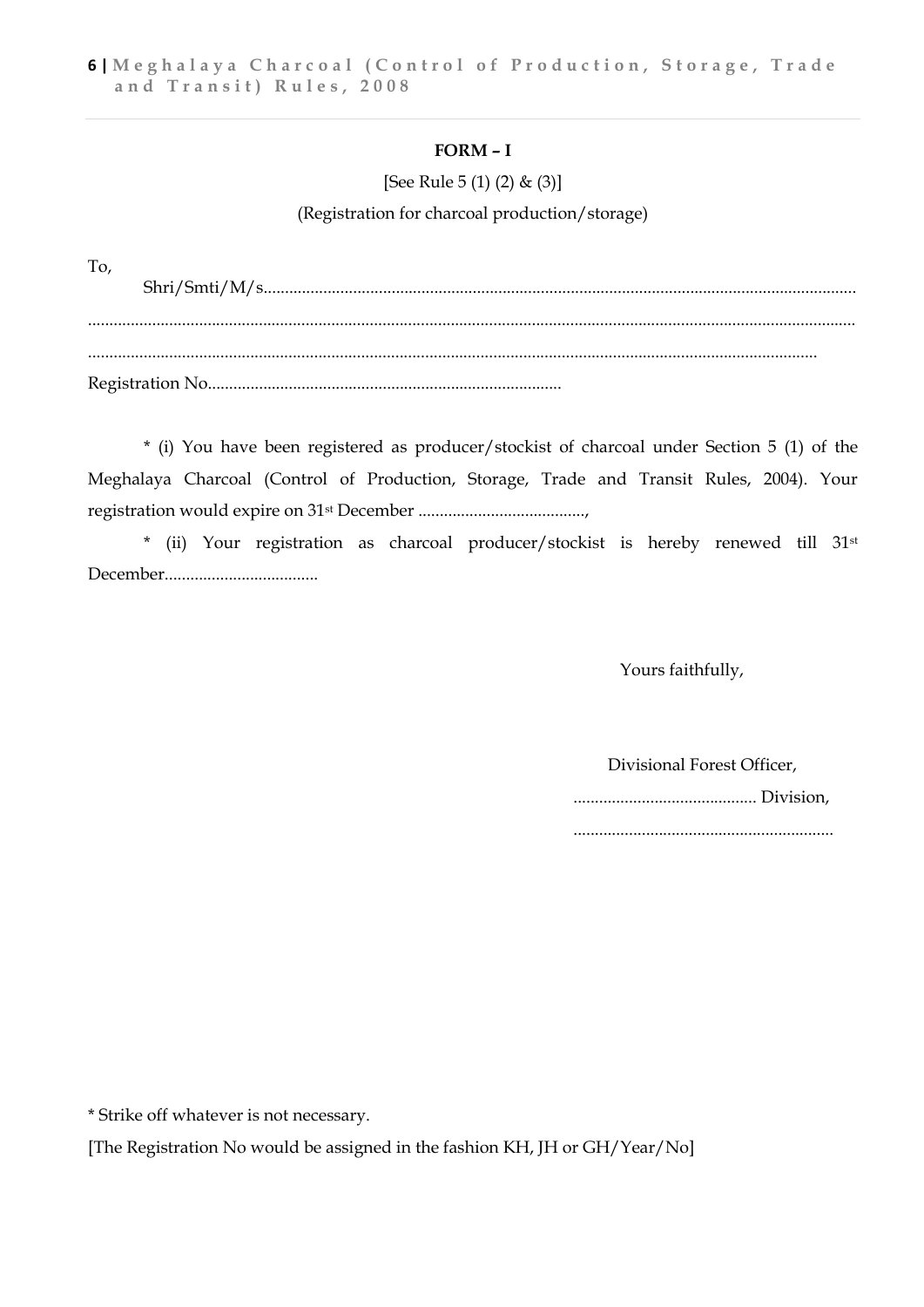**FORM – I**

[See Rule 5 (1) (2) & (3)]

(Registration for charcoal production/storage)

To,

Shri/Smti/M/s..........................................................................................................................................

..............................................................................................................................................................

......................................................................................................................................................

Registration No..................................................................................

* (i) You have been registered as producer/stockist of charcoal under Section 5 (1) of the Meghalaya Charcoal (Control of Production, Storage, Trade and Transit Rules, 2004). Your registration would expire on 31st December .......................................,

* (ii) Your registration as charcoal producer/stockist is hereby renewed till 31st December...................................

Yours faithfully,

Divisional Forest Officer,

........................................... Division,

............................................................

* Strike off whatever is not necessary.

[The Registration No would be assigned in the fashion KH, JH or GH/Year/No]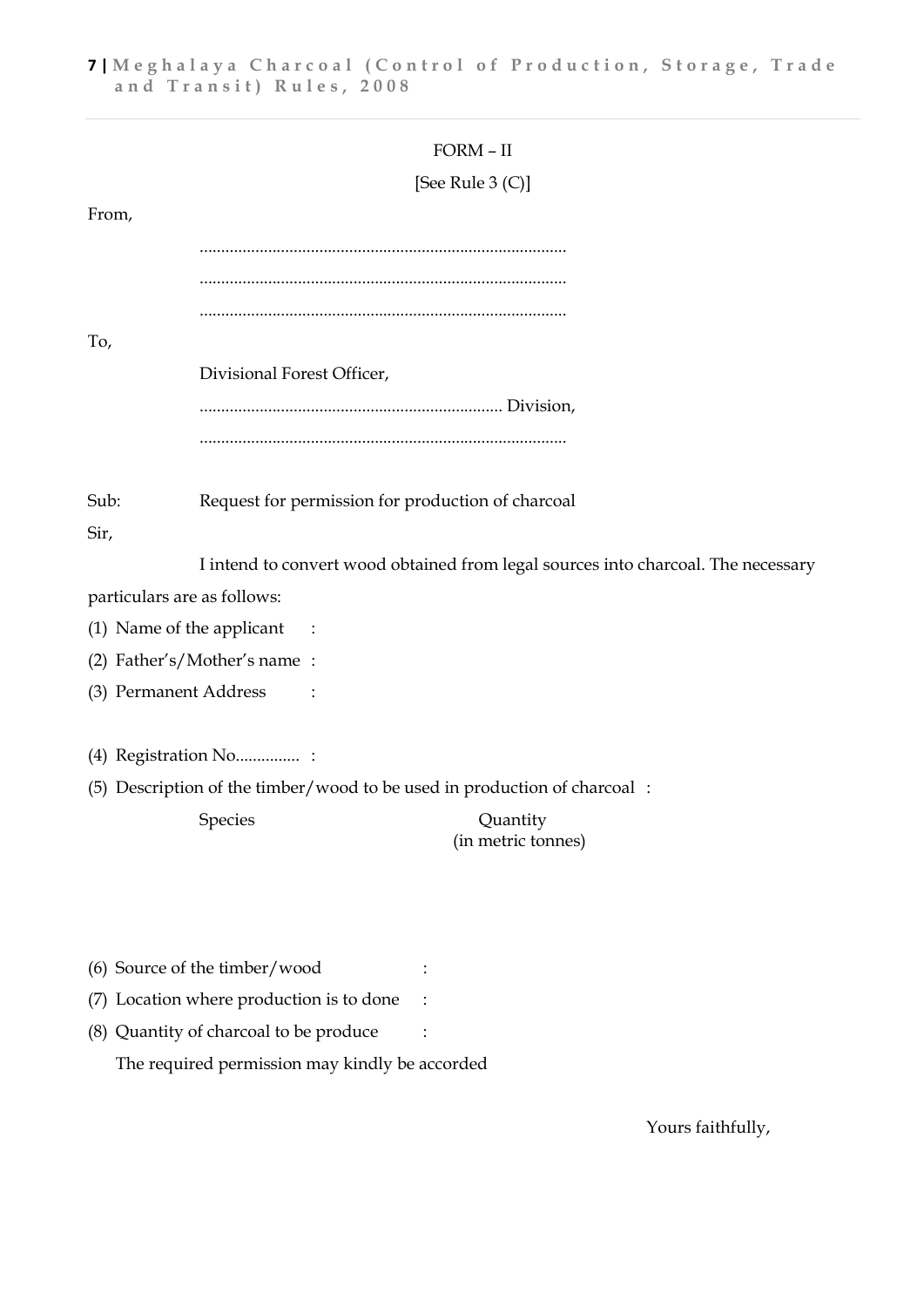FORM – II

[See Rule 3 (C)]

From,

.....................................................................................

.....................................................................................

.....................................................................................

To,

Divisional Forest Officer,

....................................................................... Division,

.....................................................................................

Sub: Request for permission for production of charcoal

Sir,

I intend to convert wood obtained from legal sources into charcoal. The necessary particulars are as follows:

(1) Name of the applicant :

(2) Father's/Mother's name :

(3) Permanent Address :

(4) Registration No............... :

(5) Description of the timber/wood to be used in production of charcoal :

| Species | Quantity (in metric tonnes) |
|---|---|
| | |

(6) Source of the timber/wood :

(7) Location where production is to done :

(8) Quantity of charcoal to be produce :

The required permission may kindly be accorded

Yours faithfully,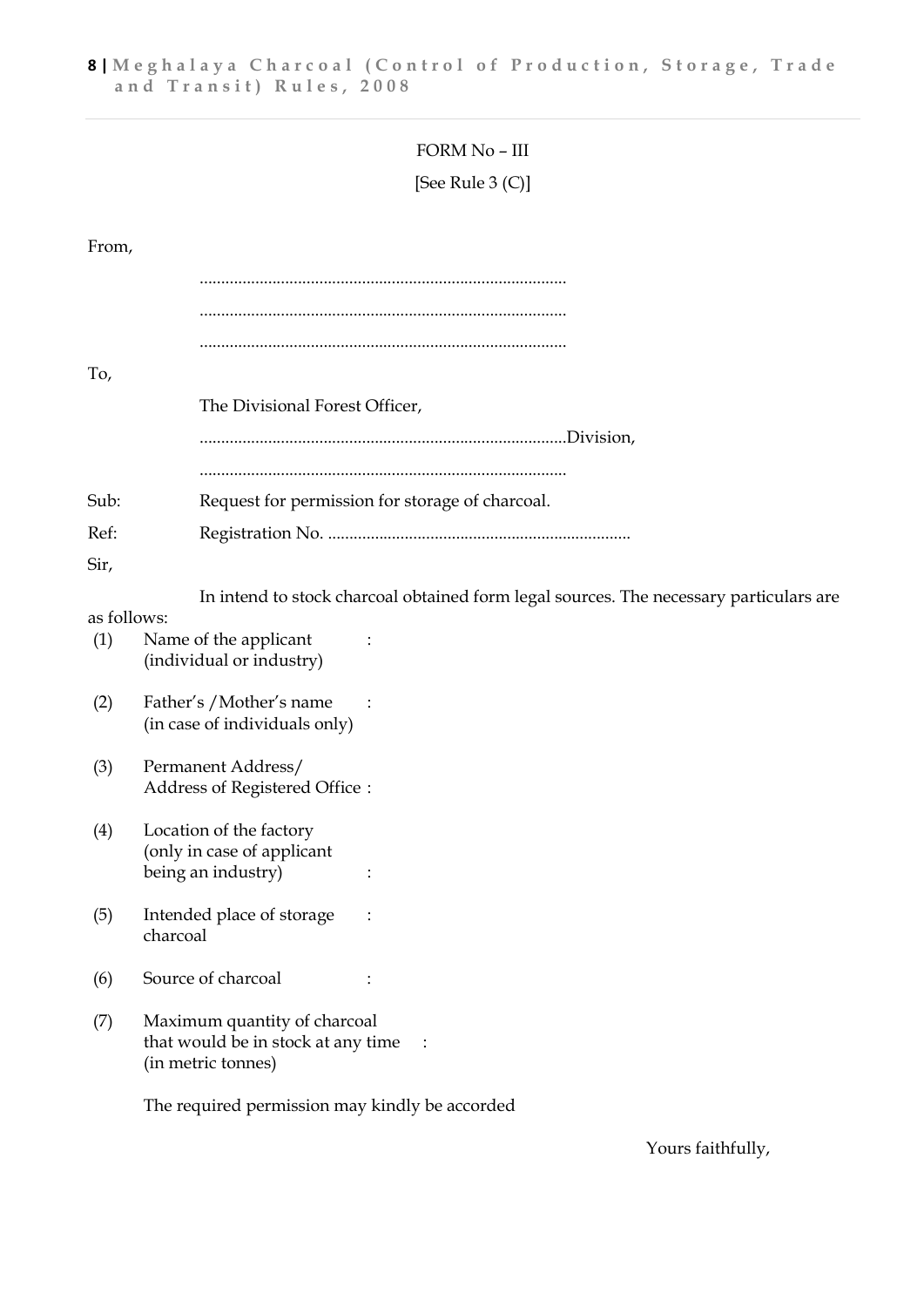FORM No – III

[See Rule 3 (C)]

From,

.....................................................................................

.....................................................................................

.....................................................................................

To,

The Divisional Forest Officer,

.....................................................................................Division,

.....................................................................................

Sub: Request for permission for storage of charcoal.

Ref: Registration No. ......................................................................

Sir,

In intend to stock charcoal obtained form legal sources. The necessary particulars are as follows:

(1) Name of the applicant (individual or industry) :

(2) Father's /Mother's name (in case of individuals only) :

(3) Permanent Address/ Address of Registered Office :

(4) Location of the factory (only in case of applicant being an industry) :

(5) Intended place of storage charcoal :

(6) Source of charcoal :

(7) Maximum quantity of charcoal that would be in stock at any time (in metric tonnes) :

The required permission may kindly be accorded

Yours faithfully,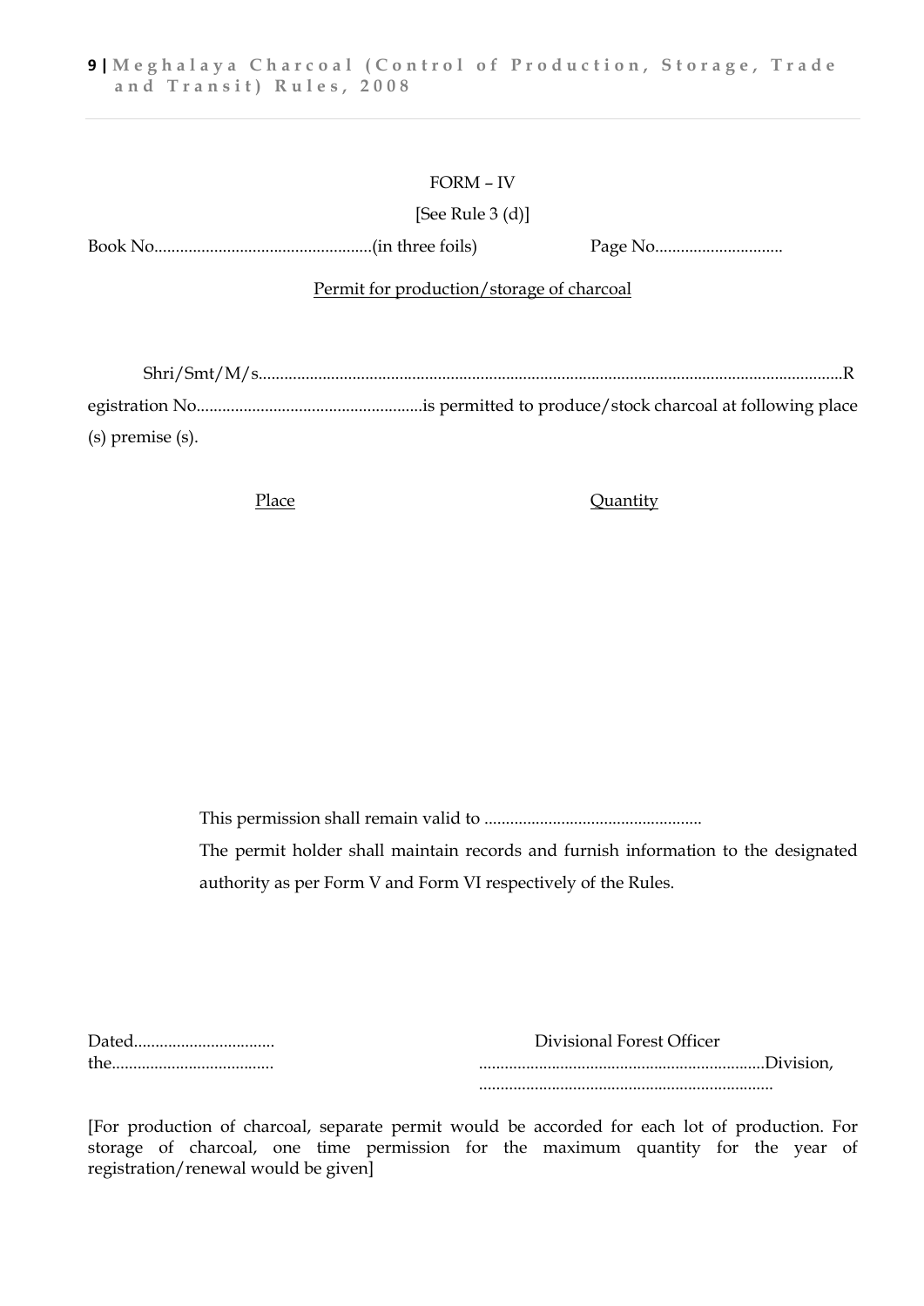FORM – IV

[See Rule 3 (d)]

Book No..................................................(in three foils) Page No.............................

<u>Permit for production/storage of charcoal</u>

Shri/Smt/M/s.......................................................................................................................................Registration No....................................................is permitted to produce/stock charcoal at following place (s) premise (s).

| <u>Place</u> | <u>Quantity</u> |
|---|---|
| | |

This permission shall remain valid to ..................................................

The permit holder shall maintain records and furnish information to the designated authority as per Form V and Form VI respectively of the Rules.

Dated................................ Divisional Forest Officer

the..................................... ..................................................................Division,

....................................................................

[For production of charcoal, separate permit would be accorded for each lot of production. For storage of charcoal, one time permission for the maximum quantity for the year of registration/renewal would be given]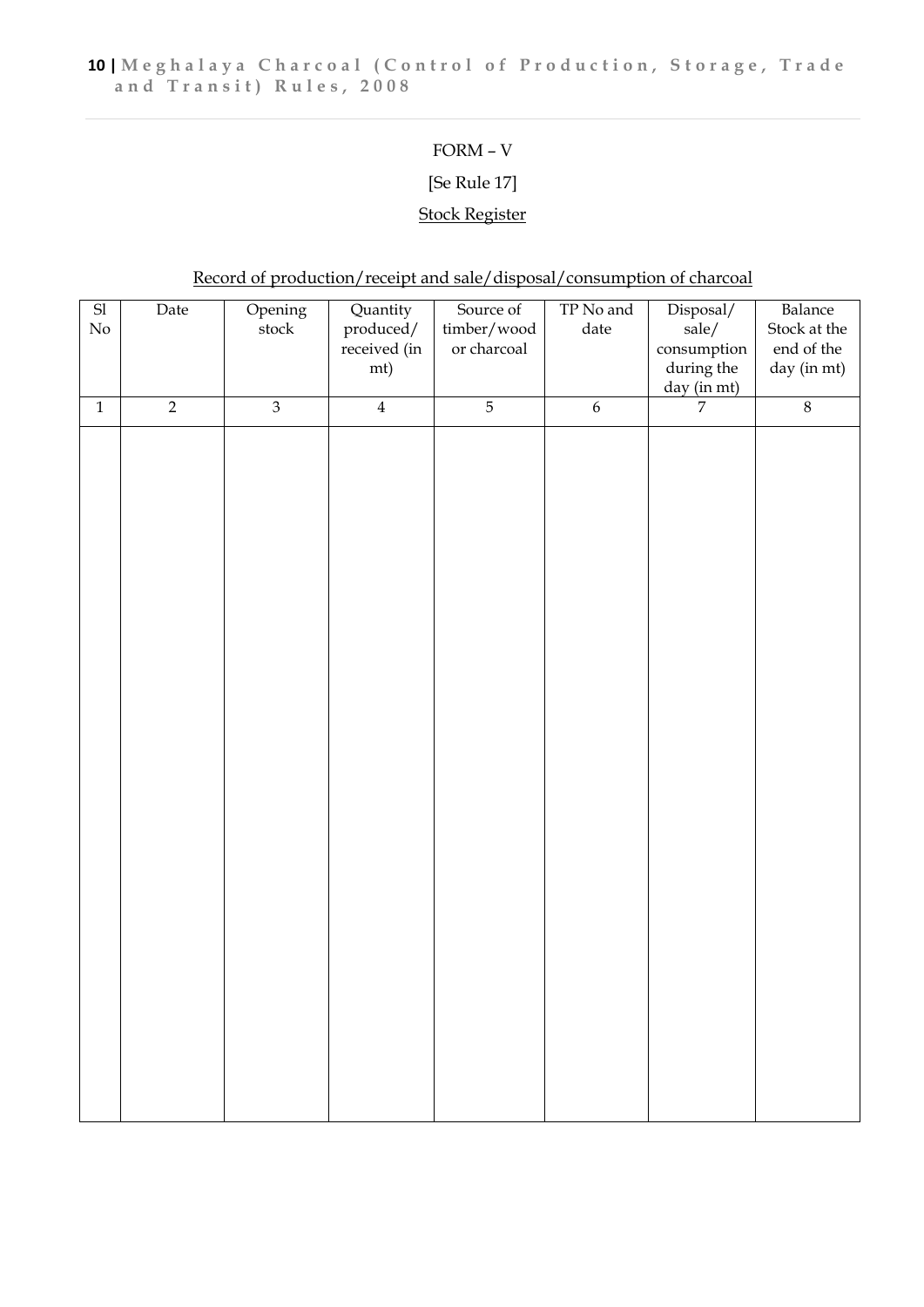FORM – V

[Se Rule 17]

Stock Register

Record of production/receipt and sale/disposal/consumption of charcoal

| Sl No | Date | Opening stock | Quantity produced/ received (in mt) | Source of timber/wood or charcoal | TP No and date | Disposal/ sale/ consumption during the day (in mt) | Balance Stock at the end of the day (in mt) |
|---|---|---|---|---|---|---|---|
| 1 | 2 | 3 | 4 | 5 | 6 | 7 | 8 |
| | | | | | | | |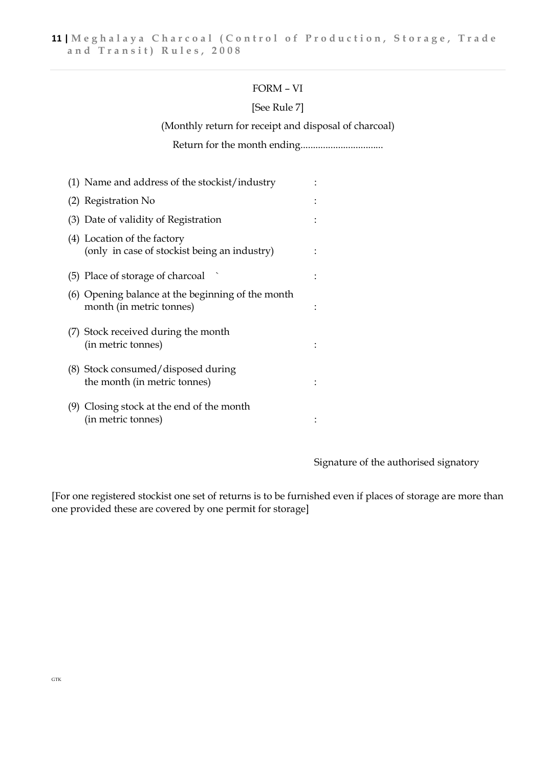FORM – VI

[See Rule 7]

(Monthly return for receipt and disposal of charcoal)

Return for the month ending.................................

(1) Name and address of the stockist/industry :

(2) Registration No :

(3) Date of validity of Registration :

(4) Location of the factory (only in case of stockist being an industry) :

(5) Place of storage of charcoal ` :

(6) Opening balance at the beginning of the month month (in metric tonnes) :

(7) Stock received during the month (in metric tonnes) :

(8) Stock consumed/disposed during the month (in metric tonnes) :

(9) Closing stock at the end of the month (in metric tonnes) :

Signature of the authorised signatory

[For one registered stockist one set of returns is to be furnished even if places of storage are more than one provided these are covered by one permit for storage]

GTK